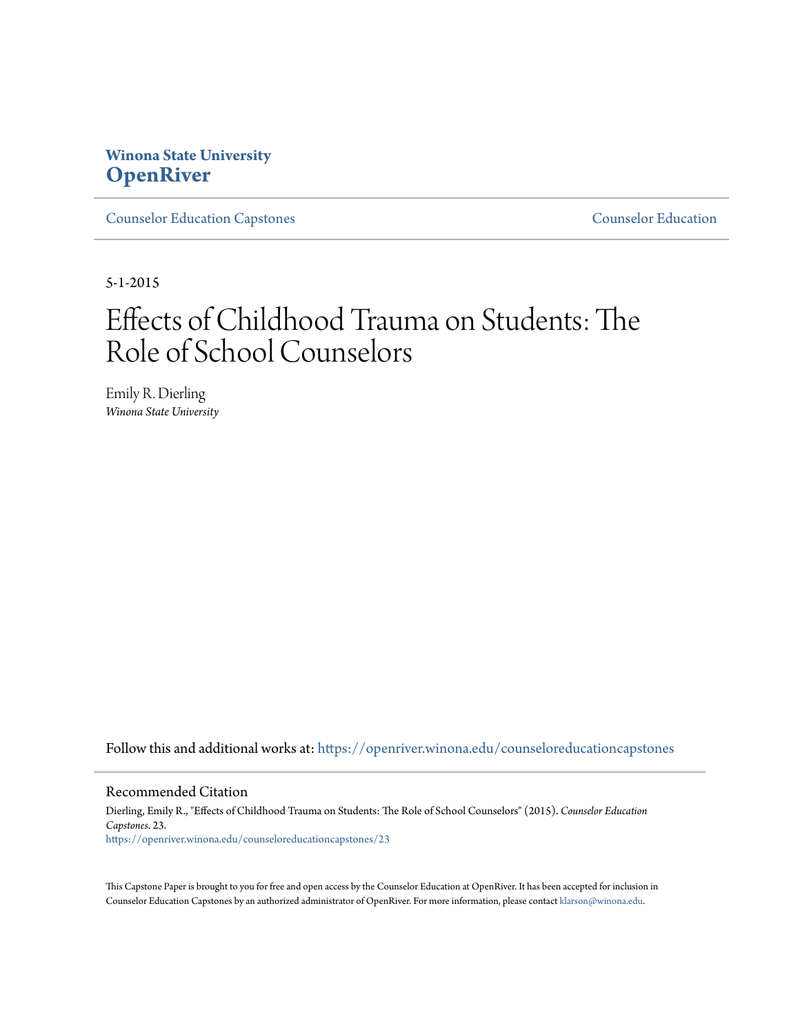**Winona State University**
# OpenRiver

Counselor Education Capstones — Counselor Education

5-1-2015

# Effects of Childhood Trauma on Students: The Role of School Counselors

Emily R. Dierling
*Winona State University*

Follow this and additional works at: https://openriver.winona.edu/counseloreducationcapstones

## Recommended Citation

Dierling, Emily R., "Effects of Childhood Trauma on Students: The Role of School Counselors" (2015). *Counselor Education Capstones*. 23.
https://openriver.winona.edu/counseloreducationcapstones/23

This Capstone Paper is brought to you for free and open access by the Counselor Education at OpenRiver. It has been accepted for inclusion in Counselor Education Capstones by an authorized administrator of OpenRiver. For more information, please contact klarson@winona.edu.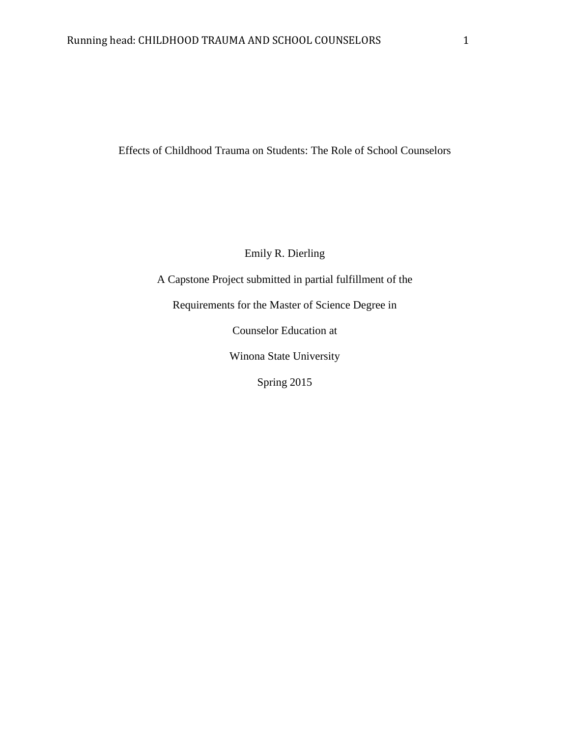# Effects of Childhood Trauma on Students: The Role of School Counselors

Emily R. Dierling

A Capstone Project submitted in partial fulfillment of the

Requirements for the Master of Science Degree in

Counselor Education at

Winona State University

Spring 2015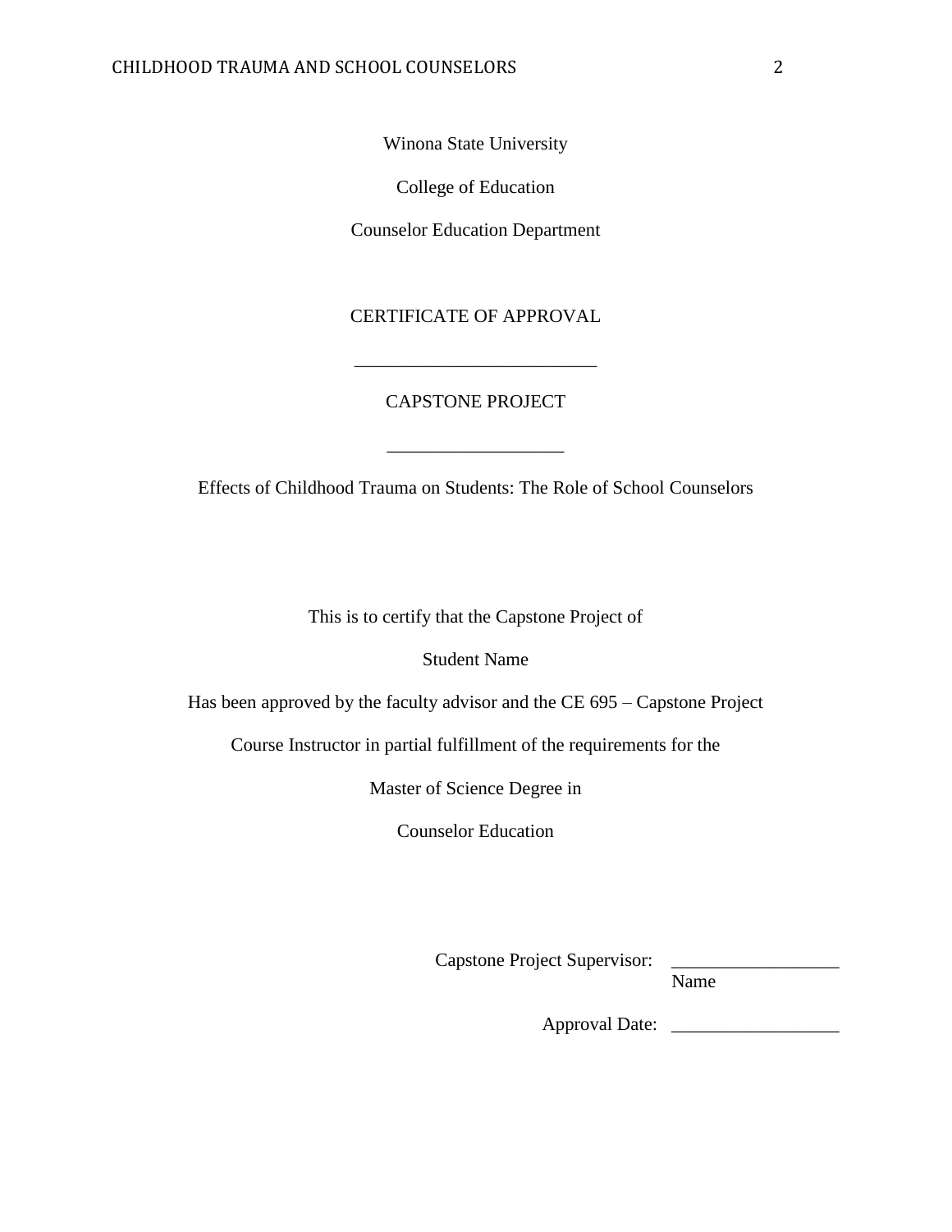Winona State University

College of Education

Counselor Education Department

CERTIFICATE OF APPROVAL

___________________________

CAPSTONE PROJECT

____________________

Effects of Childhood Trauma on Students: The Role of School Counselors

This is to certify that the Capstone Project of

Student Name

Has been approved by the faculty advisor and the CE 695 – Capstone Project

Course Instructor in partial fulfillment of the requirements for the

Master of Science Degree in

Counselor Education

Capstone Project Supervisor: __________________
Name

Approval Date: __________________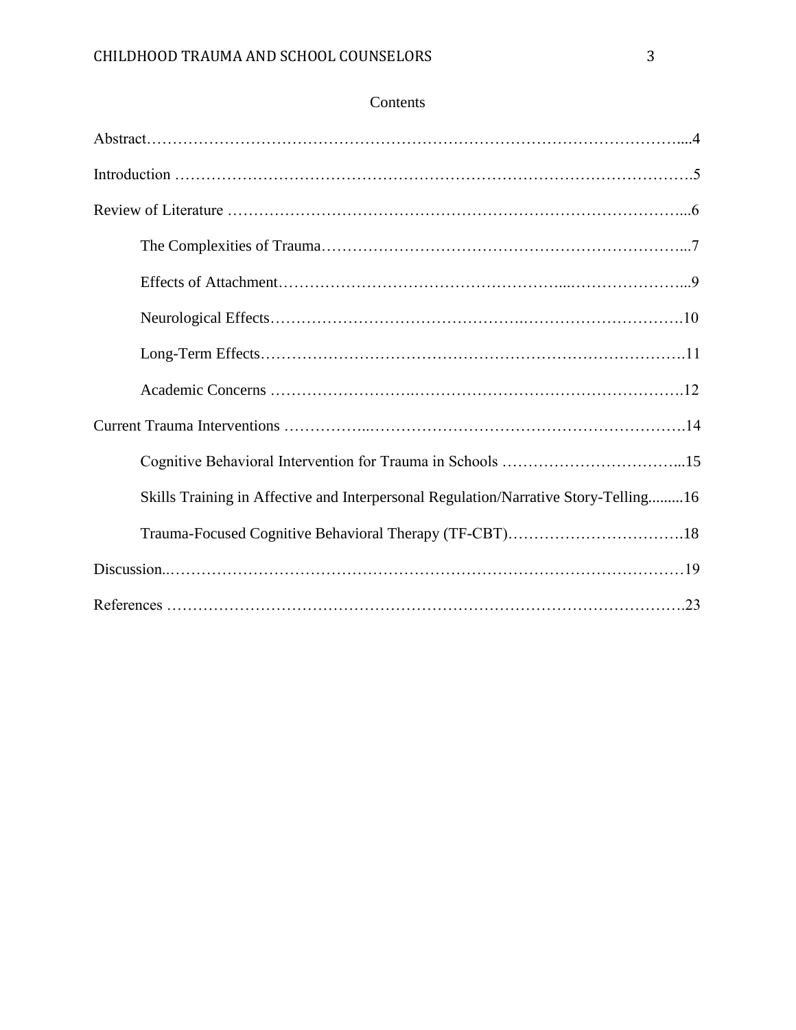# Contents

Abstract……………………………………………………………………………………………....4

Introduction ……………………………………………………………………………………….5

Review of Literature ……………………………………………………………………………...6

- The Complexities of Trauma…………………………………………………………...7
- Effects of Attachment……………………………………………...…………………...9
- Neurological Effects……………………………………….…………………………10
- Long-Term Effects……………………………………………………………………11
- Academic Concerns ……………………..…………………………………………….12

Current Trauma Interventions ……………..………………………………………………………14

- Cognitive Behavioral Intervention for Trauma in Schools ……………………………...15
- Skills Training in Affective and Interpersonal Regulation/Narrative Story-Telling.........16
- Trauma-Focused Cognitive Behavioral Therapy (TF-CBT)…………………………….18

Discussion..…………………………………………………………………………………………19

References ……………………………………………………………………………………….23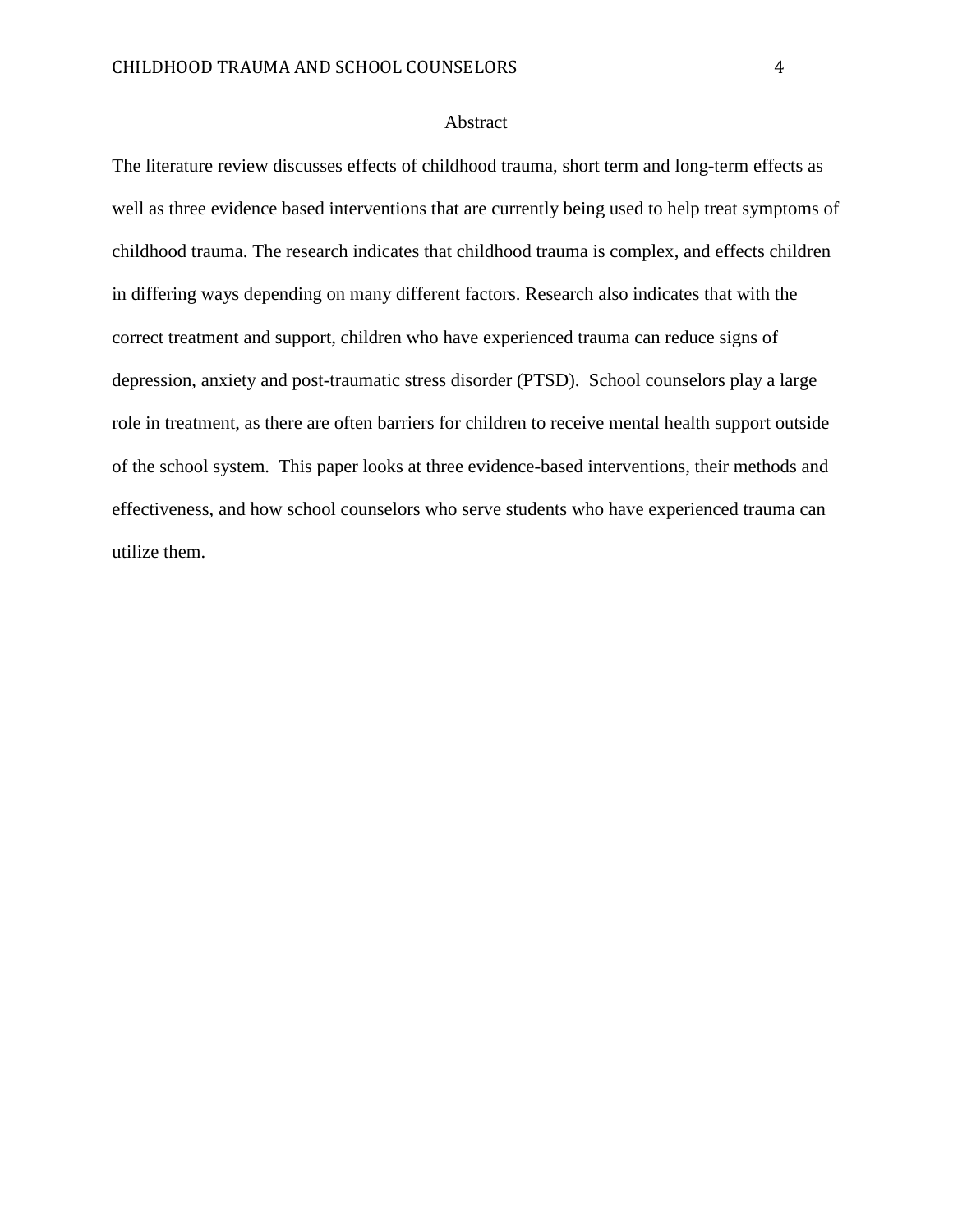# Abstract

The literature review discusses effects of childhood trauma, short term and long-term effects as well as three evidence based interventions that are currently being used to help treat symptoms of childhood trauma. The research indicates that childhood trauma is complex, and effects children in differing ways depending on many different factors. Research also indicates that with the correct treatment and support, children who have experienced trauma can reduce signs of depression, anxiety and post-traumatic stress disorder (PTSD).  School counselors play a large role in treatment, as there are often barriers for children to receive mental health support outside of the school system.  This paper looks at three evidence-based interventions, their methods and effectiveness, and how school counselors who serve students who have experienced trauma can utilize them.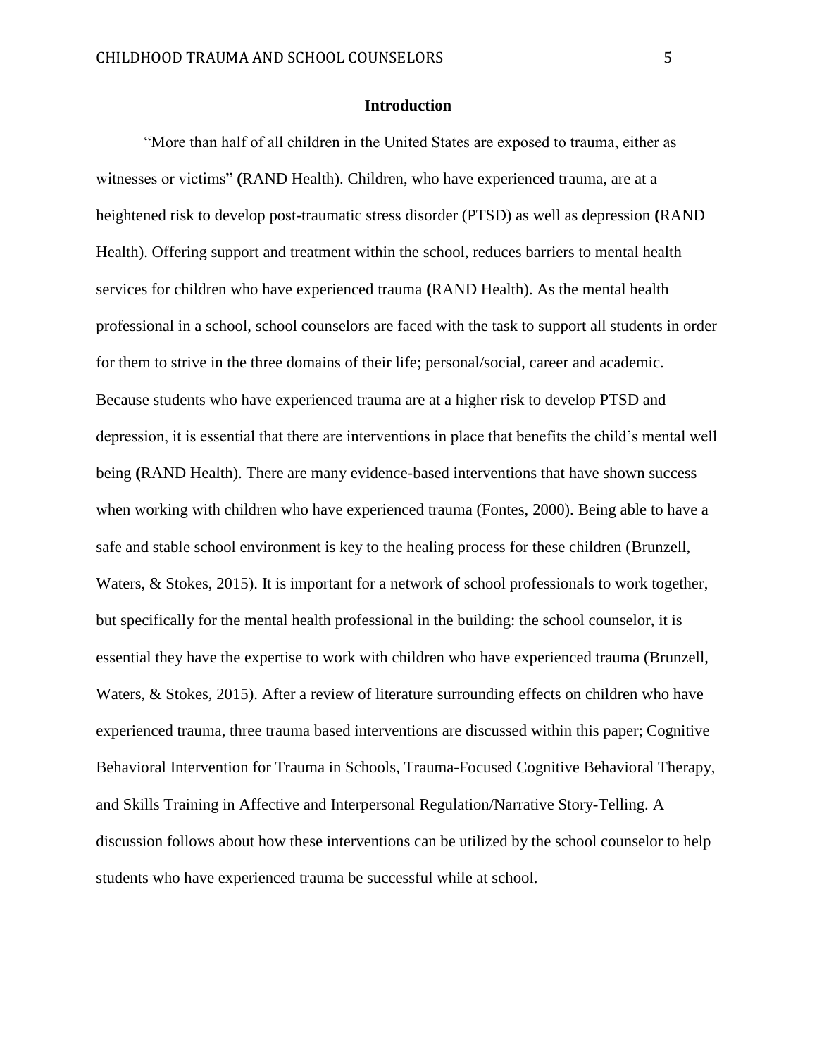## Introduction

"More than half of all children in the United States are exposed to trauma, either as witnesses or victims" **(**RAND Health). Children, who have experienced trauma, are at a heightened risk to develop post-traumatic stress disorder (PTSD) as well as depression **(**RAND Health). Offering support and treatment within the school, reduces barriers to mental health services for children who have experienced trauma **(**RAND Health). As the mental health professional in a school, school counselors are faced with the task to support all students in order for them to strive in the three domains of their life; personal/social, career and academic. Because students who have experienced trauma are at a higher risk to develop PTSD and depression, it is essential that there are interventions in place that benefits the child's mental well being **(**RAND Health). There are many evidence-based interventions that have shown success when working with children who have experienced trauma (Fontes, 2000). Being able to have a safe and stable school environment is key to the healing process for these children (Brunzell, Waters, & Stokes, 2015). It is important for a network of school professionals to work together, but specifically for the mental health professional in the building: the school counselor, it is essential they have the expertise to work with children who have experienced trauma (Brunzell, Waters, & Stokes, 2015). After a review of literature surrounding effects on children who have experienced trauma, three trauma based interventions are discussed within this paper; Cognitive Behavioral Intervention for Trauma in Schools, Trauma-Focused Cognitive Behavioral Therapy, and Skills Training in Affective and Interpersonal Regulation/Narrative Story-Telling. A discussion follows about how these interventions can be utilized by the school counselor to help students who have experienced trauma be successful while at school.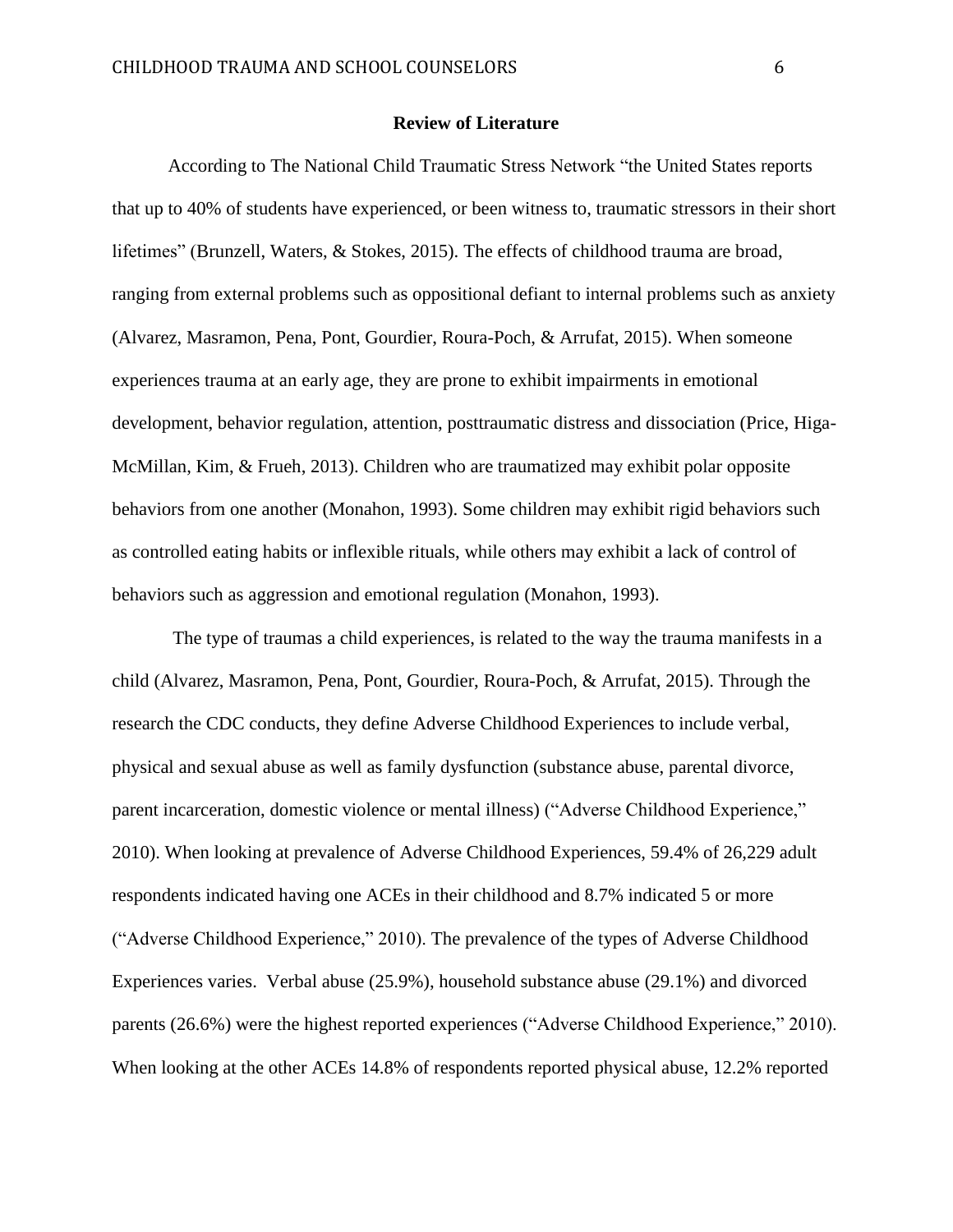## Review of Literature

According to The National Child Traumatic Stress Network "the United States reports that up to 40% of students have experienced, or been witness to, traumatic stressors in their short lifetimes" (Brunzell, Waters, & Stokes, 2015). The effects of childhood trauma are broad, ranging from external problems such as oppositional defiant to internal problems such as anxiety (Alvarez, Masramon, Pena, Pont, Gourdier, Roura-Poch, & Arrufat, 2015). When someone experiences trauma at an early age, they are prone to exhibit impairments in emotional development, behavior regulation, attention, posttraumatic distress and dissociation (Price, Higa-McMillan, Kim, & Frueh, 2013). Children who are traumatized may exhibit polar opposite behaviors from one another (Monahon, 1993). Some children may exhibit rigid behaviors such as controlled eating habits or inflexible rituals, while others may exhibit a lack of control of behaviors such as aggression and emotional regulation (Monahon, 1993).

The type of traumas a child experiences, is related to the way the trauma manifests in a child (Alvarez, Masramon, Pena, Pont, Gourdier, Roura-Poch, & Arrufat, 2015). Through the research the CDC conducts, they define Adverse Childhood Experiences to include verbal, physical and sexual abuse as well as family dysfunction (substance abuse, parental divorce, parent incarceration, domestic violence or mental illness) ("Adverse Childhood Experience," 2010). When looking at prevalence of Adverse Childhood Experiences, 59.4% of 26,229 adult respondents indicated having one ACEs in their childhood and 8.7% indicated 5 or more ("Adverse Childhood Experience," 2010). The prevalence of the types of Adverse Childhood Experiences varies. Verbal abuse (25.9%), household substance abuse (29.1%) and divorced parents (26.6%) were the highest reported experiences ("Adverse Childhood Experience," 2010). When looking at the other ACEs 14.8% of respondents reported physical abuse, 12.2% reported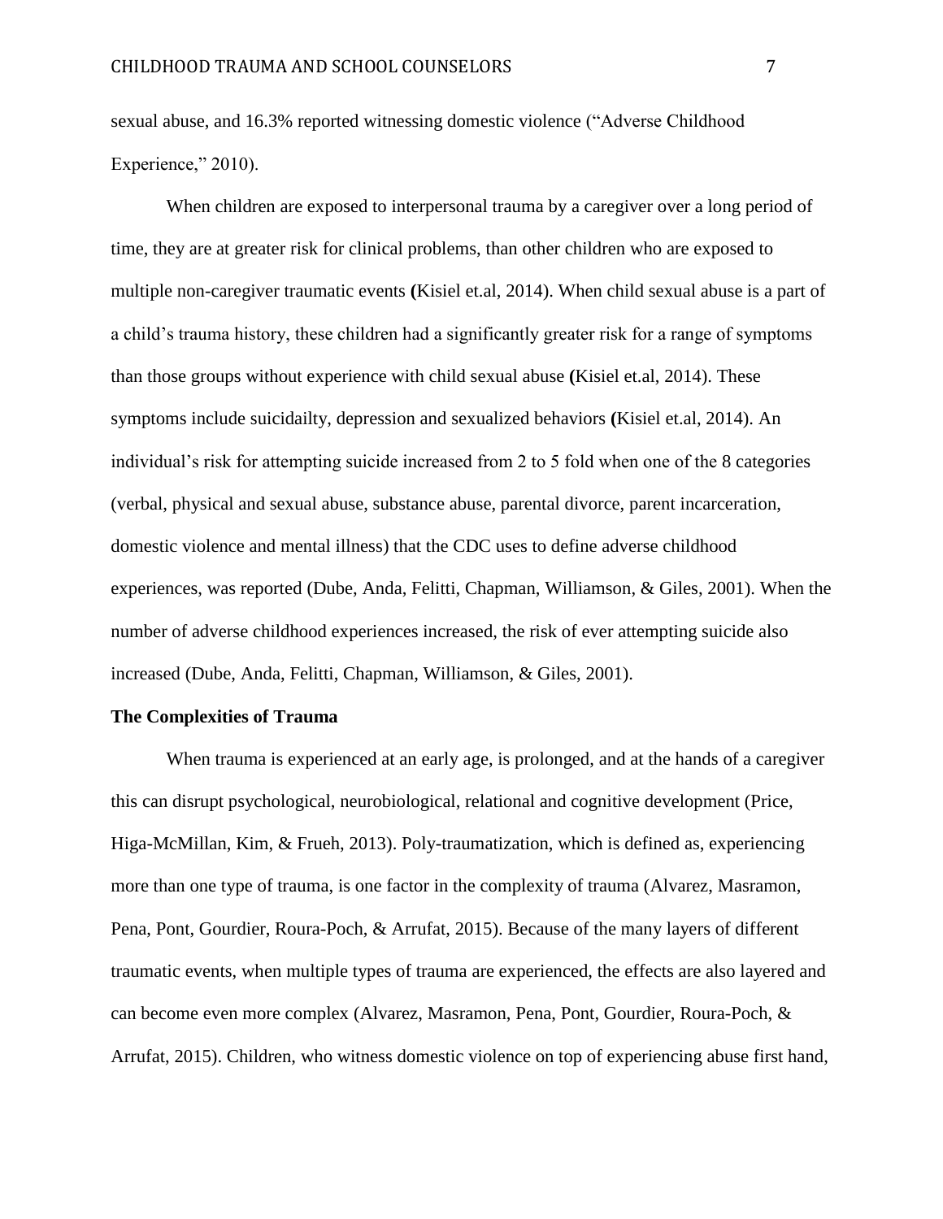sexual abuse, and 16.3% reported witnessing domestic violence ("Adverse Childhood Experience," 2010).

When children are exposed to interpersonal trauma by a caregiver over a long period of time, they are at greater risk for clinical problems, than other children who are exposed to multiple non-caregiver traumatic events **(**Kisiel et.al, 2014). When child sexual abuse is a part of a child's trauma history, these children had a significantly greater risk for a range of symptoms than those groups without experience with child sexual abuse **(**Kisiel et.al, 2014). These symptoms include suicidailty, depression and sexualized behaviors **(**Kisiel et.al, 2014). An individual's risk for attempting suicide increased from 2 to 5 fold when one of the 8 categories (verbal, physical and sexual abuse, substance abuse, parental divorce, parent incarceration, domestic violence and mental illness) that the CDC uses to define adverse childhood experiences, was reported (Dube, Anda, Felitti, Chapman, Williamson, & Giles, 2001). When the number of adverse childhood experiences increased, the risk of ever attempting suicide also increased (Dube, Anda, Felitti, Chapman, Williamson, & Giles, 2001).

**The Complexities of Trauma**

When trauma is experienced at an early age, is prolonged, and at the hands of a caregiver this can disrupt psychological, neurobiological, relational and cognitive development (Price, Higa-McMillan, Kim, & Frueh, 2013). Poly-traumatization, which is defined as, experiencing more than one type of trauma, is one factor in the complexity of trauma (Alvarez, Masramon, Pena, Pont, Gourdier, Roura-Poch, & Arrufat, 2015). Because of the many layers of different traumatic events, when multiple types of trauma are experienced, the effects are also layered and can become even more complex (Alvarez, Masramon, Pena, Pont, Gourdier, Roura-Poch, & Arrufat, 2015). Children, who witness domestic violence on top of experiencing abuse first hand,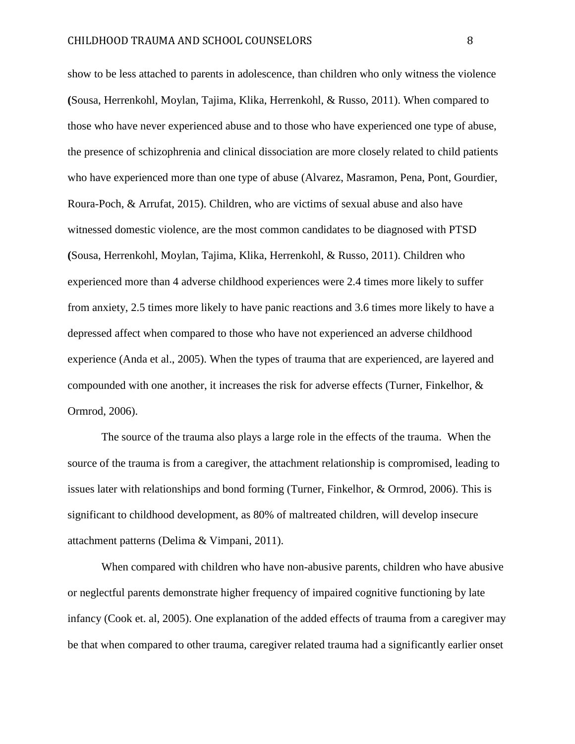show to be less attached to parents in adolescence, than children who only witness the violence (Sousa, Herrenkohl, Moylan, Tajima, Klika, Herrenkohl, & Russo, 2011). When compared to those who have never experienced abuse and to those who have experienced one type of abuse, the presence of schizophrenia and clinical dissociation are more closely related to child patients who have experienced more than one type of abuse (Alvarez, Masramon, Pena, Pont, Gourdier, Roura-Poch, & Arrufat, 2015). Children, who are victims of sexual abuse and also have witnessed domestic violence, are the most common candidates to be diagnosed with PTSD (Sousa, Herrenkohl, Moylan, Tajima, Klika, Herrenkohl, & Russo, 2011). Children who experienced more than 4 adverse childhood experiences were 2.4 times more likely to suffer from anxiety, 2.5 times more likely to have panic reactions and 3.6 times more likely to have a depressed affect when compared to those who have not experienced an adverse childhood experience (Anda et al., 2005). When the types of trauma that are experienced, are layered and compounded with one another, it increases the risk for adverse effects (Turner, Finkelhor, & Ormrod, 2006).

The source of the trauma also plays a large role in the effects of the trauma. When the source of the trauma is from a caregiver, the attachment relationship is compromised, leading to issues later with relationships and bond forming (Turner, Finkelhor, & Ormrod, 2006). This is significant to childhood development, as 80% of maltreated children, will develop insecure attachment patterns (Delima & Vimpani, 2011).

When compared with children who have non-abusive parents, children who have abusive or neglectful parents demonstrate higher frequency of impaired cognitive functioning by late infancy (Cook et. al, 2005). One explanation of the added effects of trauma from a caregiver may be that when compared to other trauma, caregiver related trauma had a significantly earlier onset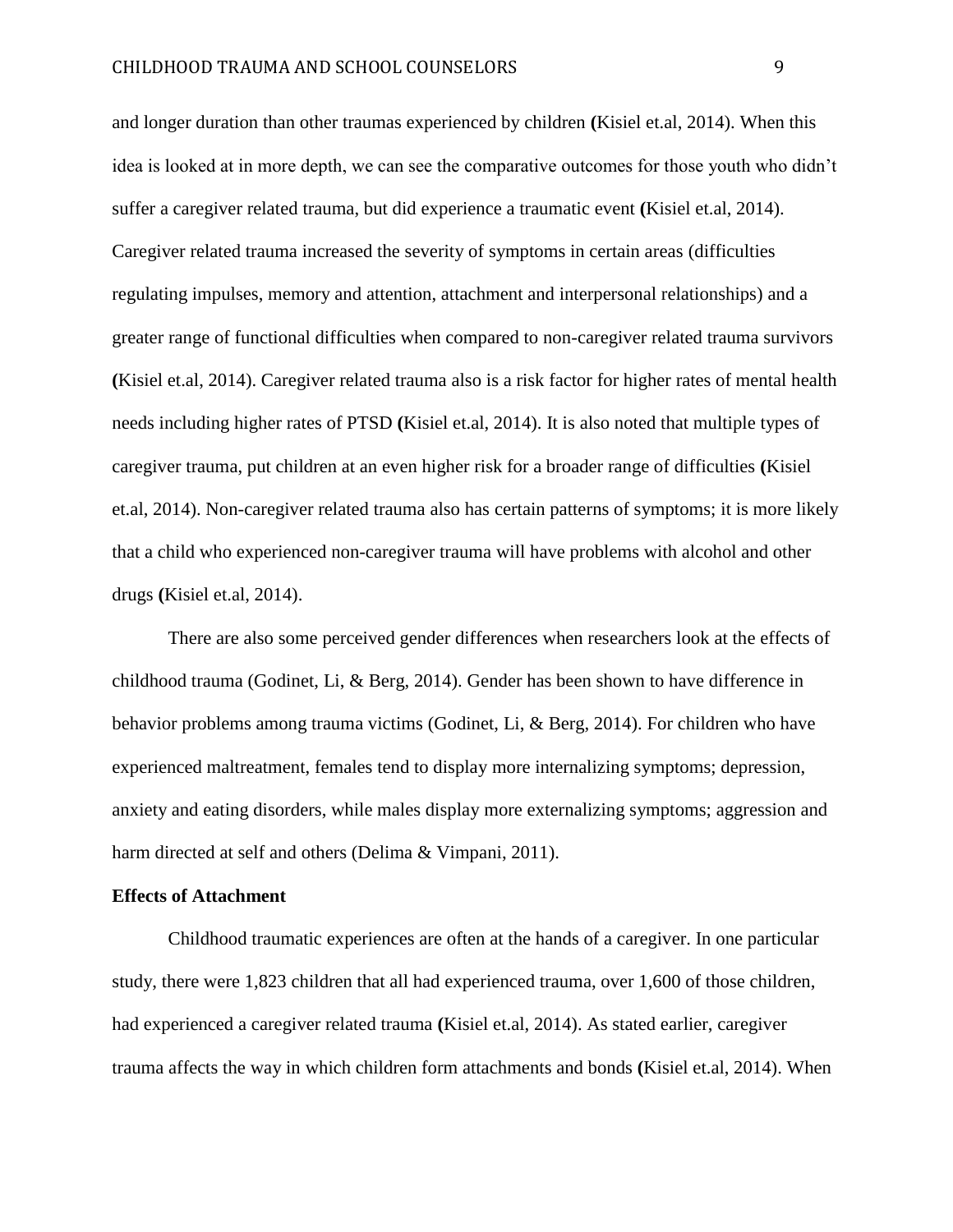and longer duration than other traumas experienced by children (Kisiel et.al, 2014). When this idea is looked at in more depth, we can see the comparative outcomes for those youth who didn't suffer a caregiver related trauma, but did experience a traumatic event (Kisiel et.al, 2014). Caregiver related trauma increased the severity of symptoms in certain areas (difficulties regulating impulses, memory and attention, attachment and interpersonal relationships) and a greater range of functional difficulties when compared to non-caregiver related trauma survivors (Kisiel et.al, 2014). Caregiver related trauma also is a risk factor for higher rates of mental health needs including higher rates of PTSD (Kisiel et.al, 2014). It is also noted that multiple types of caregiver trauma, put children at an even higher risk for a broader range of difficulties (Kisiel et.al, 2014). Non-caregiver related trauma also has certain patterns of symptoms; it is more likely that a child who experienced non-caregiver trauma will have problems with alcohol and other drugs (Kisiel et.al, 2014).

There are also some perceived gender differences when researchers look at the effects of childhood trauma (Godinet, Li, & Berg, 2014). Gender has been shown to have difference in behavior problems among trauma victims (Godinet, Li, & Berg, 2014). For children who have experienced maltreatment, females tend to display more internalizing symptoms; depression, anxiety and eating disorders, while males display more externalizing symptoms; aggression and harm directed at self and others (Delima & Vimpani, 2011).

**Effects of Attachment**

Childhood traumatic experiences are often at the hands of a caregiver. In one particular study, there were 1,823 children that all had experienced trauma, over 1,600 of those children, had experienced a caregiver related trauma (Kisiel et.al, 2014). As stated earlier, caregiver trauma affects the way in which children form attachments and bonds (Kisiel et.al, 2014). When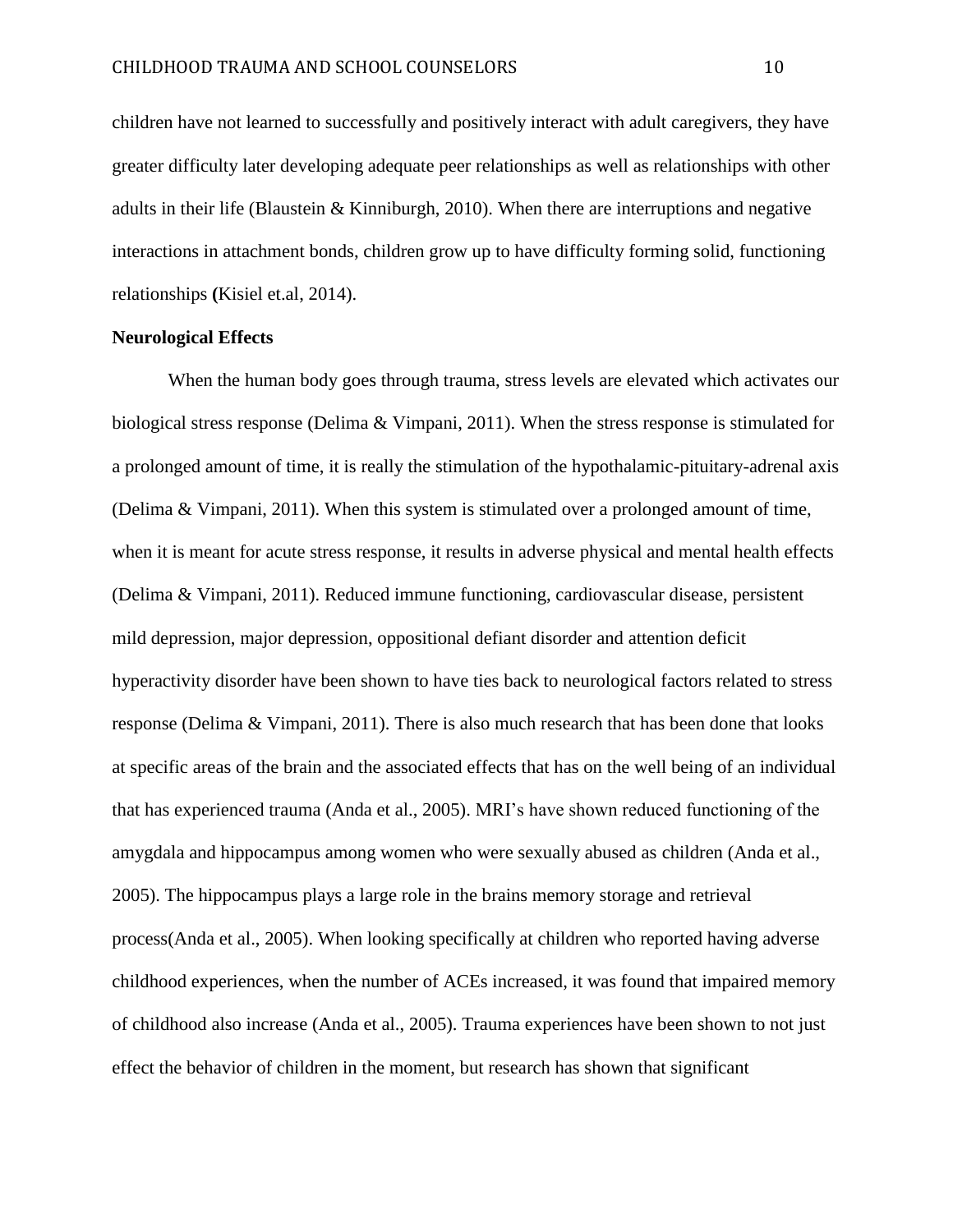children have not learned to successfully and positively interact with adult caregivers, they have greater difficulty later developing adequate peer relationships as well as relationships with other adults in their life (Blaustein & Kinniburgh, 2010). When there are interruptions and negative interactions in attachment bonds, children grow up to have difficulty forming solid, functioning relationships **(**Kisiel et.al, 2014).

### Neurological Effects

When the human body goes through trauma, stress levels are elevated which activates our biological stress response (Delima & Vimpani, 2011). When the stress response is stimulated for a prolonged amount of time, it is really the stimulation of the hypothalamic-pituitary-adrenal axis (Delima & Vimpani, 2011). When this system is stimulated over a prolonged amount of time, when it is meant for acute stress response, it results in adverse physical and mental health effects (Delima & Vimpani, 2011). Reduced immune functioning, cardiovascular disease, persistent mild depression, major depression, oppositional defiant disorder and attention deficit hyperactivity disorder have been shown to have ties back to neurological factors related to stress response (Delima & Vimpani, 2011). There is also much research that has been done that looks at specific areas of the brain and the associated effects that has on the well being of an individual that has experienced trauma (Anda et al., 2005). MRI's have shown reduced functioning of the amygdala and hippocampus among women who were sexually abused as children (Anda et al., 2005). The hippocampus plays a large role in the brains memory storage and retrieval process(Anda et al., 2005). When looking specifically at children who reported having adverse childhood experiences, when the number of ACEs increased, it was found that impaired memory of childhood also increase (Anda et al., 2005). Trauma experiences have been shown to not just effect the behavior of children in the moment, but research has shown that significant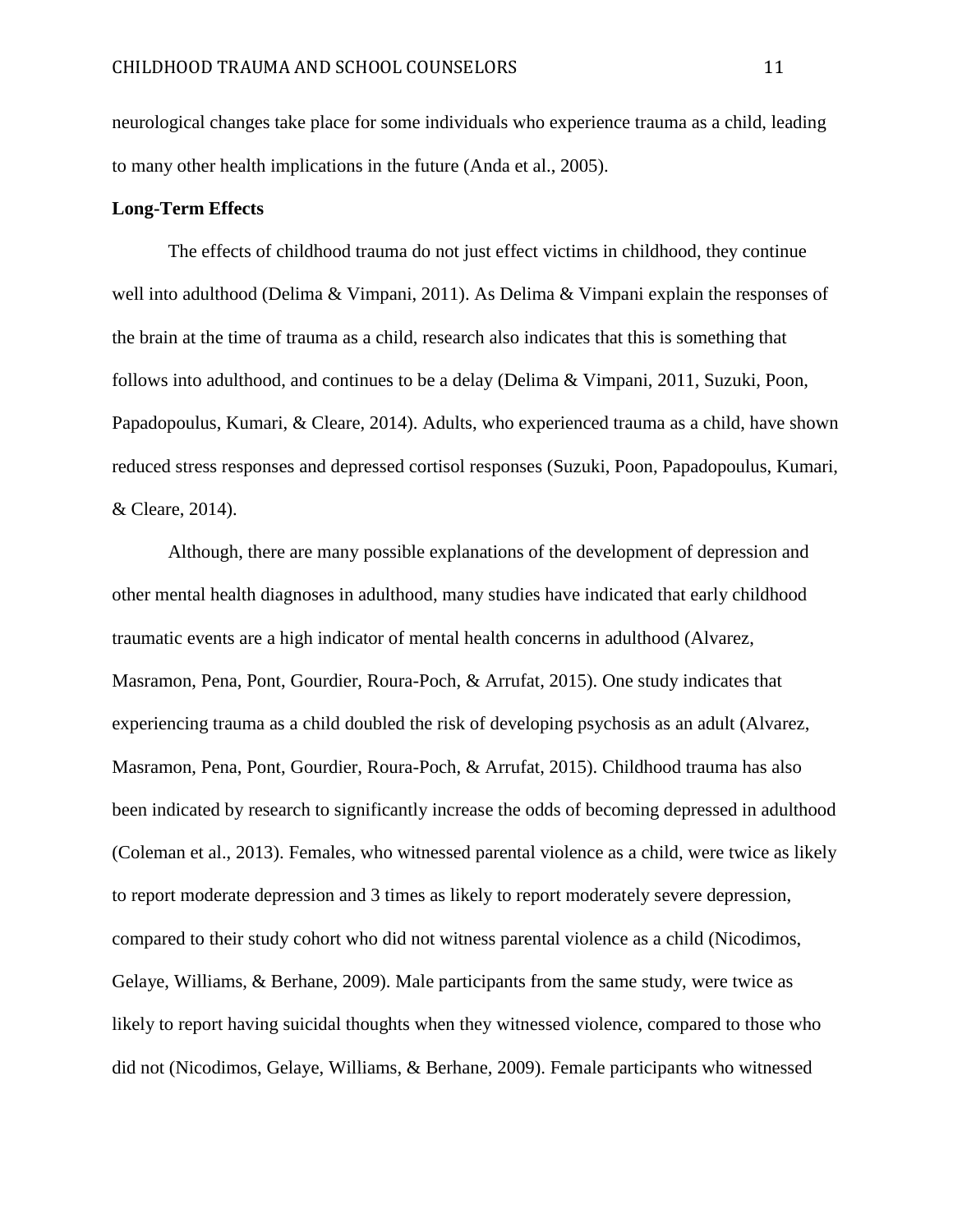neurological changes take place for some individuals who experience trauma as a child, leading to many other health implications in the future (Anda et al., 2005).

**Long-Term Effects**

The effects of childhood trauma do not just effect victims in childhood, they continue well into adulthood (Delima & Vimpani, 2011). As Delima & Vimpani explain the responses of the brain at the time of trauma as a child, research also indicates that this is something that follows into adulthood, and continues to be a delay (Delima & Vimpani, 2011, Suzuki, Poon, Papadopoulus, Kumari, & Cleare, 2014). Adults, who experienced trauma as a child, have shown reduced stress responses and depressed cortisol responses (Suzuki, Poon, Papadopoulus, Kumari, & Cleare, 2014).

Although, there are many possible explanations of the development of depression and other mental health diagnoses in adulthood, many studies have indicated that early childhood traumatic events are a high indicator of mental health concerns in adulthood (Alvarez, Masramon, Pena, Pont, Gourdier, Roura-Poch, & Arrufat, 2015). One study indicates that experiencing trauma as a child doubled the risk of developing psychosis as an adult (Alvarez, Masramon, Pena, Pont, Gourdier, Roura-Poch, & Arrufat, 2015). Childhood trauma has also been indicated by research to significantly increase the odds of becoming depressed in adulthood (Coleman et al., 2013). Females, who witnessed parental violence as a child, were twice as likely to report moderate depression and 3 times as likely to report moderately severe depression, compared to their study cohort who did not witness parental violence as a child (Nicodimos, Gelaye, Williams, & Berhane, 2009). Male participants from the same study, were twice as likely to report having suicidal thoughts when they witnessed violence, compared to those who did not (Nicodimos, Gelaye, Williams, & Berhane, 2009). Female participants who witnessed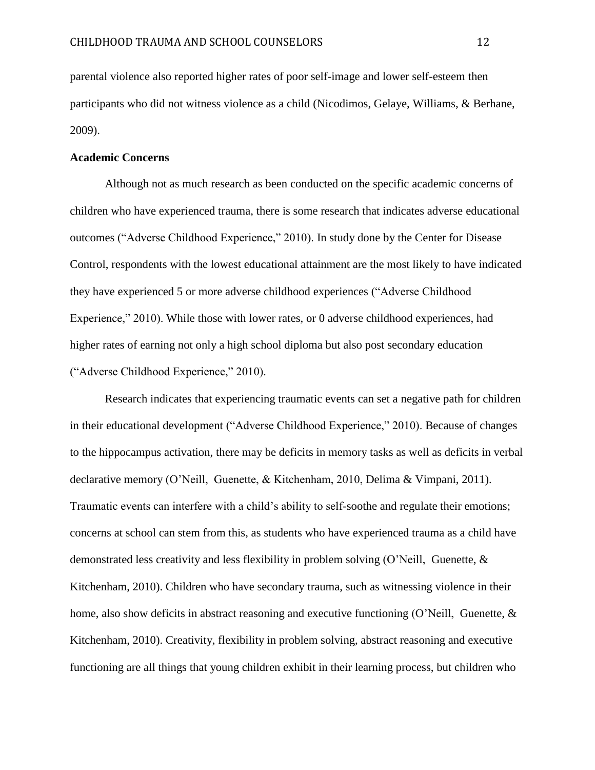parental violence also reported higher rates of poor self-image and lower self-esteem then participants who did not witness violence as a child (Nicodimos, Gelaye, Williams, & Berhane, 2009).

**Academic Concerns**

Although not as much research as been conducted on the specific academic concerns of children who have experienced trauma, there is some research that indicates adverse educational outcomes ("Adverse Childhood Experience," 2010). In study done by the Center for Disease Control, respondents with the lowest educational attainment are the most likely to have indicated they have experienced 5 or more adverse childhood experiences ("Adverse Childhood Experience," 2010). While those with lower rates, or 0 adverse childhood experiences, had higher rates of earning not only a high school diploma but also post secondary education ("Adverse Childhood Experience," 2010).

Research indicates that experiencing traumatic events can set a negative path for children in their educational development ("Adverse Childhood Experience," 2010). Because of changes to the hippocampus activation, there may be deficits in memory tasks as well as deficits in verbal declarative memory (O'Neill, Guenette, & Kitchenham, 2010, Delima & Vimpani, 2011). Traumatic events can interfere with a child's ability to self-soothe and regulate their emotions; concerns at school can stem from this, as students who have experienced trauma as a child have demonstrated less creativity and less flexibility in problem solving (O'Neill, Guenette, & Kitchenham, 2010). Children who have secondary trauma, such as witnessing violence in their home, also show deficits in abstract reasoning and executive functioning (O'Neill, Guenette, & Kitchenham, 2010). Creativity, flexibility in problem solving, abstract reasoning and executive functioning are all things that young children exhibit in their learning process, but children who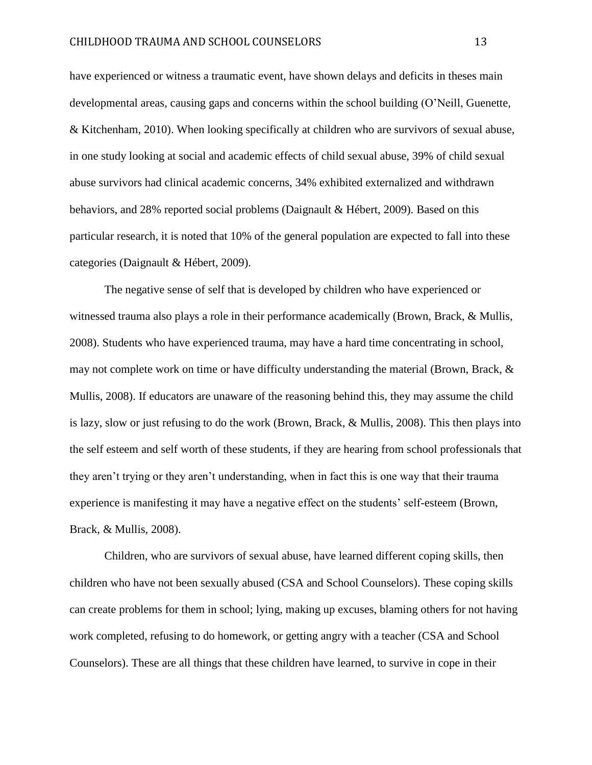have experienced or witness a traumatic event, have shown delays and deficits in theses main developmental areas, causing gaps and concerns within the school building (O'Neill, Guenette, & Kitchenham, 2010). When looking specifically at children who are survivors of sexual abuse, in one study looking at social and academic effects of child sexual abuse, 39% of child sexual abuse survivors had clinical academic concerns, 34% exhibited externalized and withdrawn behaviors, and 28% reported social problems (Daignault & Hébert, 2009). Based on this particular research, it is noted that 10% of the general population are expected to fall into these categories (Daignault & Hébert, 2009).

The negative sense of self that is developed by children who have experienced or witnessed trauma also plays a role in their performance academically (Brown, Brack, & Mullis, 2008). Students who have experienced trauma, may have a hard time concentrating in school, may not complete work on time or have difficulty understanding the material (Brown, Brack, & Mullis, 2008). If educators are unaware of the reasoning behind this, they may assume the child is lazy, slow or just refusing to do the work (Brown, Brack, & Mullis, 2008). This then plays into the self esteem and self worth of these students, if they are hearing from school professionals that they aren't trying or they aren't understanding, when in fact this is one way that their trauma experience is manifesting it may have a negative effect on the students' self-esteem (Brown, Brack, & Mullis, 2008).

Children, who are survivors of sexual abuse, have learned different coping skills, then children who have not been sexually abused (CSA and School Counselors). These coping skills can create problems for them in school; lying, making up excuses, blaming others for not having work completed, refusing to do homework, or getting angry with a teacher (CSA and School Counselors). These are all things that these children have learned, to survive in cope in their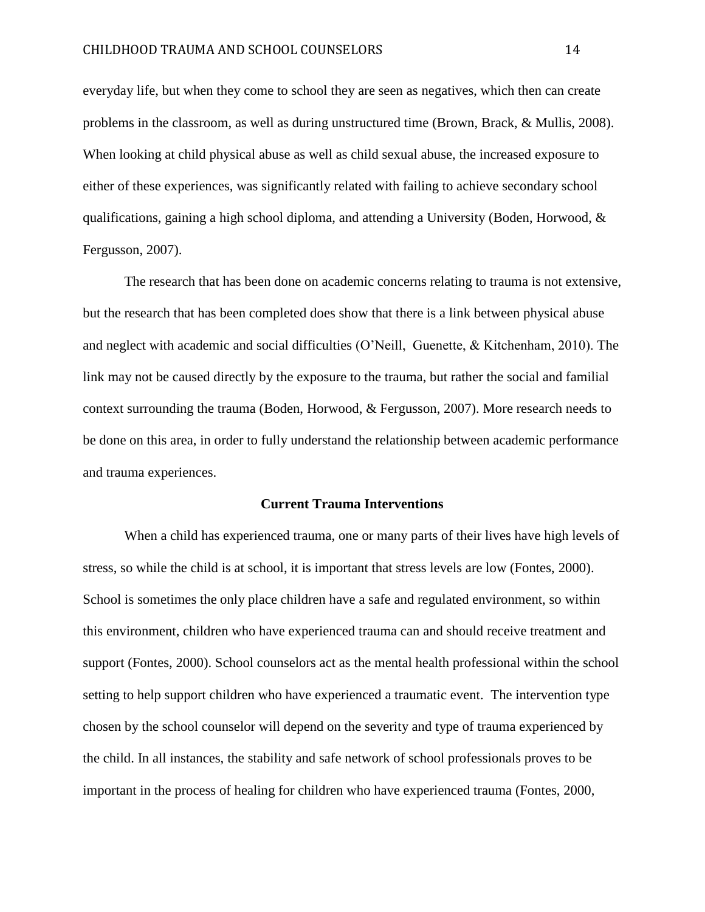everyday life, but when they come to school they are seen as negatives, which then can create problems in the classroom, as well as during unstructured time (Brown, Brack, & Mullis, 2008). When looking at child physical abuse as well as child sexual abuse, the increased exposure to either of these experiences, was significantly related with failing to achieve secondary school qualifications, gaining a high school diploma, and attending a University (Boden, Horwood, & Fergusson, 2007).

The research that has been done on academic concerns relating to trauma is not extensive, but the research that has been completed does show that there is a link between physical abuse and neglect with academic and social difficulties (O'Neill, Guenette, & Kitchenham, 2010). The link may not be caused directly by the exposure to the trauma, but rather the social and familial context surrounding the trauma (Boden, Horwood, & Fergusson, 2007). More research needs to be done on this area, in order to fully understand the relationship between academic performance and trauma experiences.

## Current Trauma Interventions

When a child has experienced trauma, one or many parts of their lives have high levels of stress, so while the child is at school, it is important that stress levels are low (Fontes, 2000). School is sometimes the only place children have a safe and regulated environment, so within this environment, children who have experienced trauma can and should receive treatment and support (Fontes, 2000). School counselors act as the mental health professional within the school setting to help support children who have experienced a traumatic event. The intervention type chosen by the school counselor will depend on the severity and type of trauma experienced by the child. In all instances, the stability and safe network of school professionals proves to be important in the process of healing for children who have experienced trauma (Fontes, 2000,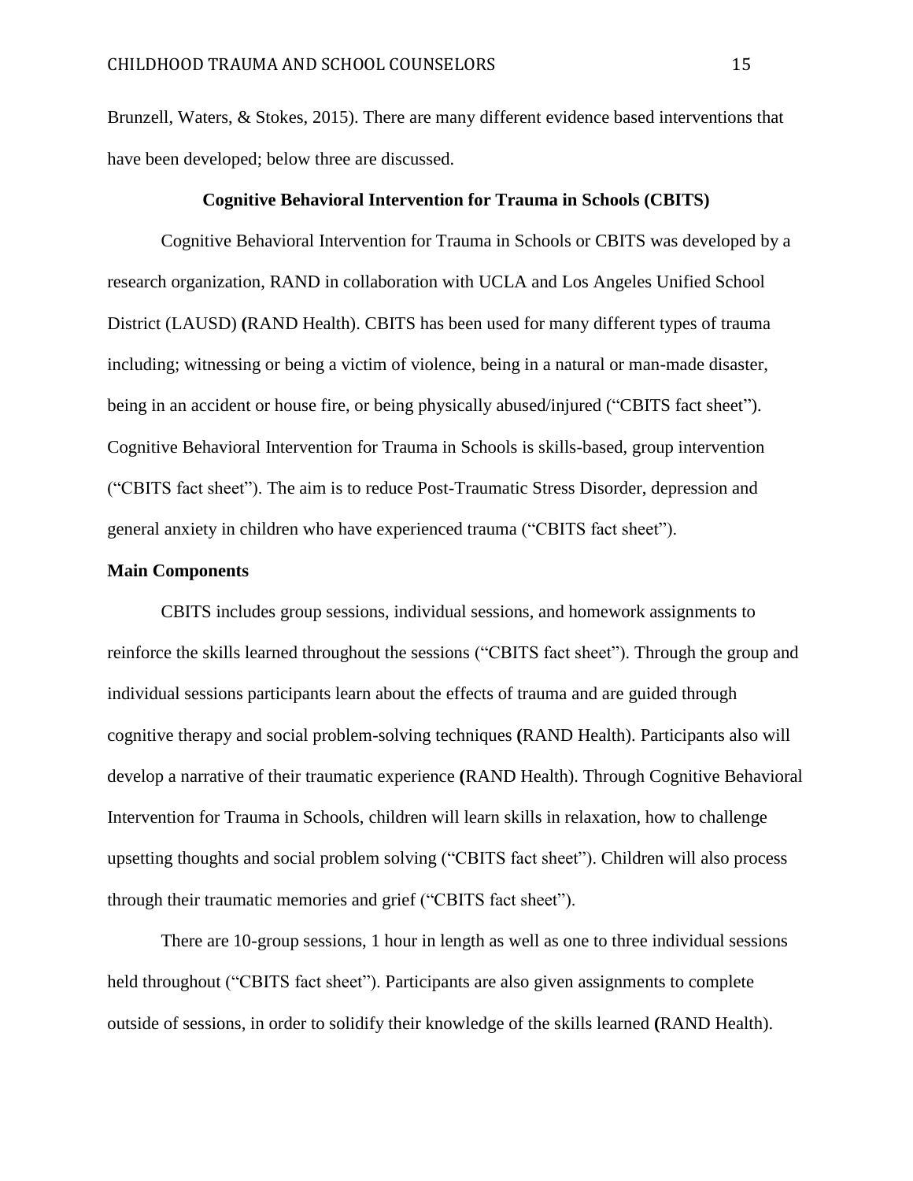Brunzell, Waters, & Stokes, 2015). There are many different evidence based interventions that have been developed; below three are discussed.

## Cognitive Behavioral Intervention for Trauma in Schools (CBITS)

Cognitive Behavioral Intervention for Trauma in Schools or CBITS was developed by a research organization, RAND in collaboration with UCLA and Los Angeles Unified School District (LAUSD) **(**RAND Health). CBITS has been used for many different types of trauma including; witnessing or being a victim of violence, being in a natural or man-made disaster, being in an accident or house fire, or being physically abused/injured ("CBITS fact sheet"). Cognitive Behavioral Intervention for Trauma in Schools is skills-based, group intervention ("CBITS fact sheet"). The aim is to reduce Post-Traumatic Stress Disorder, depression and general anxiety in children who have experienced trauma ("CBITS fact sheet").

### Main Components

CBITS includes group sessions, individual sessions, and homework assignments to reinforce the skills learned throughout the sessions ("CBITS fact sheet"). Through the group and individual sessions participants learn about the effects of trauma and are guided through cognitive therapy and social problem-solving techniques **(**RAND Health). Participants also will develop a narrative of their traumatic experience **(**RAND Health). Through Cognitive Behavioral Intervention for Trauma in Schools, children will learn skills in relaxation, how to challenge upsetting thoughts and social problem solving ("CBITS fact sheet"). Children will also process through their traumatic memories and grief ("CBITS fact sheet").

There are 10-group sessions, 1 hour in length as well as one to three individual sessions held throughout ("CBITS fact sheet"). Participants are also given assignments to complete outside of sessions, in order to solidify their knowledge of the skills learned **(**RAND Health).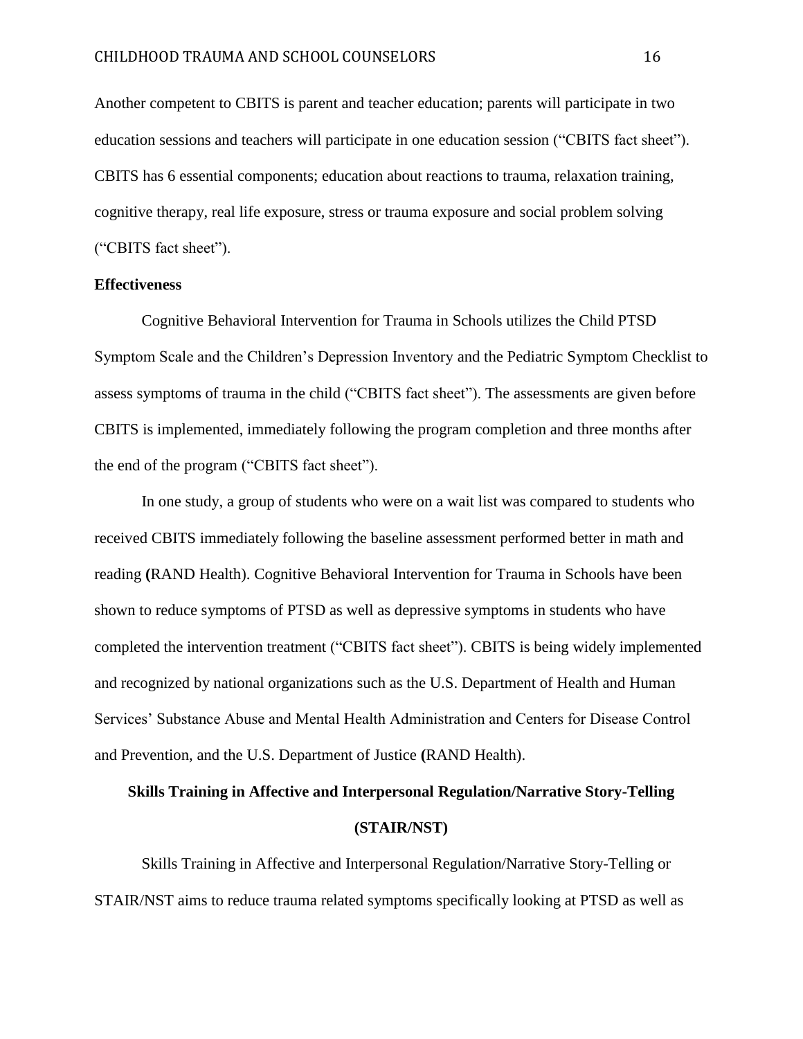Another competent to CBITS is parent and teacher education; parents will participate in two education sessions and teachers will participate in one education session ("CBITS fact sheet"). CBITS has 6 essential components; education about reactions to trauma, relaxation training, cognitive therapy, real life exposure, stress or trauma exposure and social problem solving ("CBITS fact sheet").

**Effectiveness**

Cognitive Behavioral Intervention for Trauma in Schools utilizes the Child PTSD Symptom Scale and the Children's Depression Inventory and the Pediatric Symptom Checklist to assess symptoms of trauma in the child ("CBITS fact sheet"). The assessments are given before CBITS is implemented, immediately following the program completion and three months after the end of the program ("CBITS fact sheet").

In one study, a group of students who were on a wait list was compared to students who received CBITS immediately following the baseline assessment performed better in math and reading **(**RAND Health). Cognitive Behavioral Intervention for Trauma in Schools have been shown to reduce symptoms of PTSD as well as depressive symptoms in students who have completed the intervention treatment ("CBITS fact sheet"). CBITS is being widely implemented and recognized by national organizations such as the U.S. Department of Health and Human Services' Substance Abuse and Mental Health Administration and Centers for Disease Control and Prevention, and the U.S. Department of Justice **(**RAND Health).

## Skills Training in Affective and Interpersonal Regulation/Narrative Story-Telling (STAIR/NST)

Skills Training in Affective and Interpersonal Regulation/Narrative Story-Telling or STAIR/NST aims to reduce trauma related symptoms specifically looking at PTSD as well as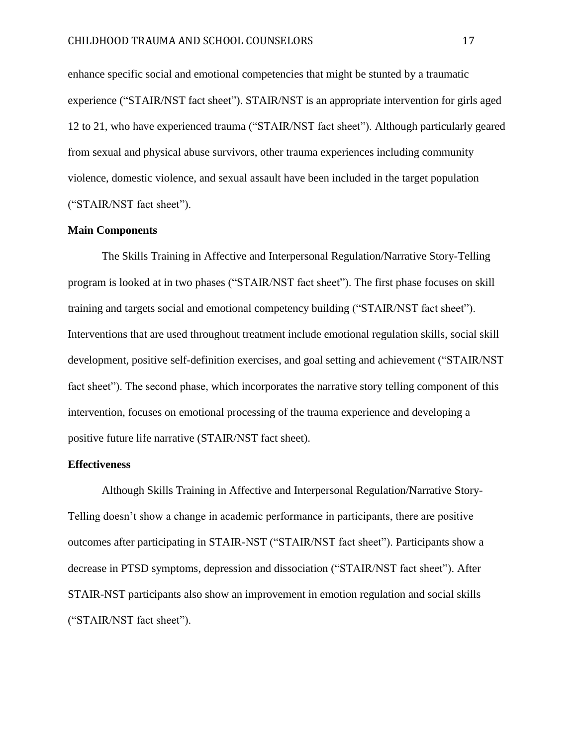enhance specific social and emotional competencies that might be stunted by a traumatic experience ("STAIR/NST fact sheet"). STAIR/NST is an appropriate intervention for girls aged 12 to 21, who have experienced trauma ("STAIR/NST fact sheet"). Although particularly geared from sexual and physical abuse survivors, other trauma experiences including community violence, domestic violence, and sexual assault have been included in the target population ("STAIR/NST fact sheet").

## Main Components

The Skills Training in Affective and Interpersonal Regulation/Narrative Story-Telling program is looked at in two phases ("STAIR/NST fact sheet"). The first phase focuses on skill training and targets social and emotional competency building ("STAIR/NST fact sheet"). Interventions that are used throughout treatment include emotional regulation skills, social skill development, positive self-definition exercises, and goal setting and achievement ("STAIR/NST fact sheet"). The second phase, which incorporates the narrative story telling component of this intervention, focuses on emotional processing of the trauma experience and developing a positive future life narrative (STAIR/NST fact sheet).

## Effectiveness

Although Skills Training in Affective and Interpersonal Regulation/Narrative Story-Telling doesn't show a change in academic performance in participants, there are positive outcomes after participating in STAIR-NST ("STAIR/NST fact sheet"). Participants show a decrease in PTSD symptoms, depression and dissociation ("STAIR/NST fact sheet"). After STAIR-NST participants also show an improvement in emotion regulation and social skills ("STAIR/NST fact sheet").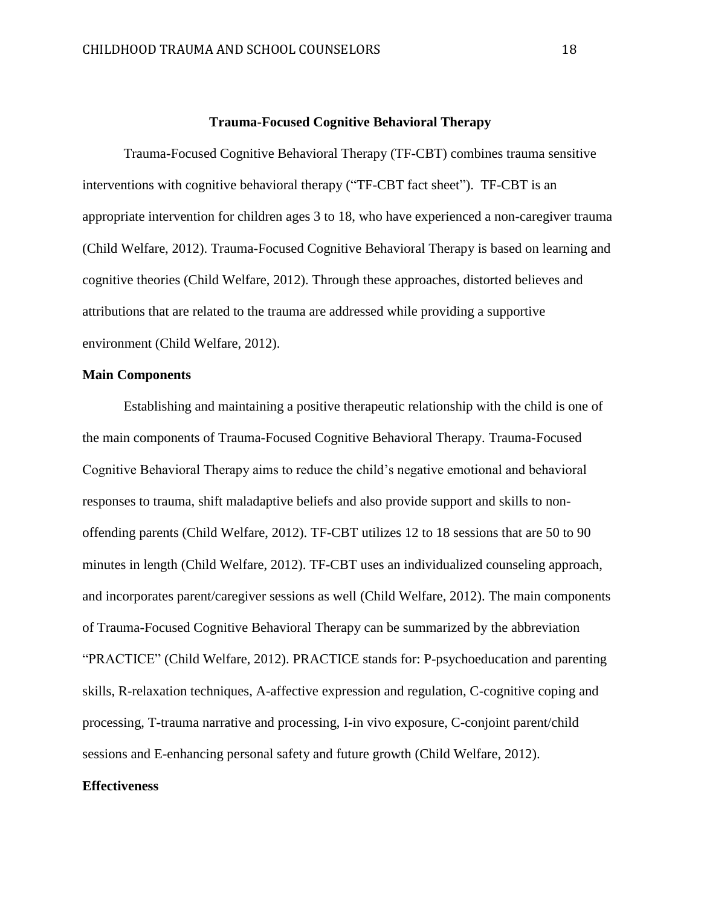## Trauma-Focused Cognitive Behavioral Therapy

Trauma-Focused Cognitive Behavioral Therapy (TF-CBT) combines trauma sensitive interventions with cognitive behavioral therapy ("TF-CBT fact sheet"). TF-CBT is an appropriate intervention for children ages 3 to 18, who have experienced a non-caregiver trauma (Child Welfare, 2012). Trauma-Focused Cognitive Behavioral Therapy is based on learning and cognitive theories (Child Welfare, 2012). Through these approaches, distorted believes and attributions that are related to the trauma are addressed while providing a supportive environment (Child Welfare, 2012).

### Main Components

Establishing and maintaining a positive therapeutic relationship with the child is one of the main components of Trauma-Focused Cognitive Behavioral Therapy. Trauma-Focused Cognitive Behavioral Therapy aims to reduce the child's negative emotional and behavioral responses to trauma, shift maladaptive beliefs and also provide support and skills to non-offending parents (Child Welfare, 2012). TF-CBT utilizes 12 to 18 sessions that are 50 to 90 minutes in length (Child Welfare, 2012). TF-CBT uses an individualized counseling approach, and incorporates parent/caregiver sessions as well (Child Welfare, 2012). The main components of Trauma-Focused Cognitive Behavioral Therapy can be summarized by the abbreviation "PRACTICE" (Child Welfare, 2012). PRACTICE stands for: P-psychoeducation and parenting skills, R-relaxation techniques, A-affective expression and regulation, C-cognitive coping and processing, T-trauma narrative and processing, I-in vivo exposure, C-conjoint parent/child sessions and E-enhancing personal safety and future growth (Child Welfare, 2012).

### Effectiveness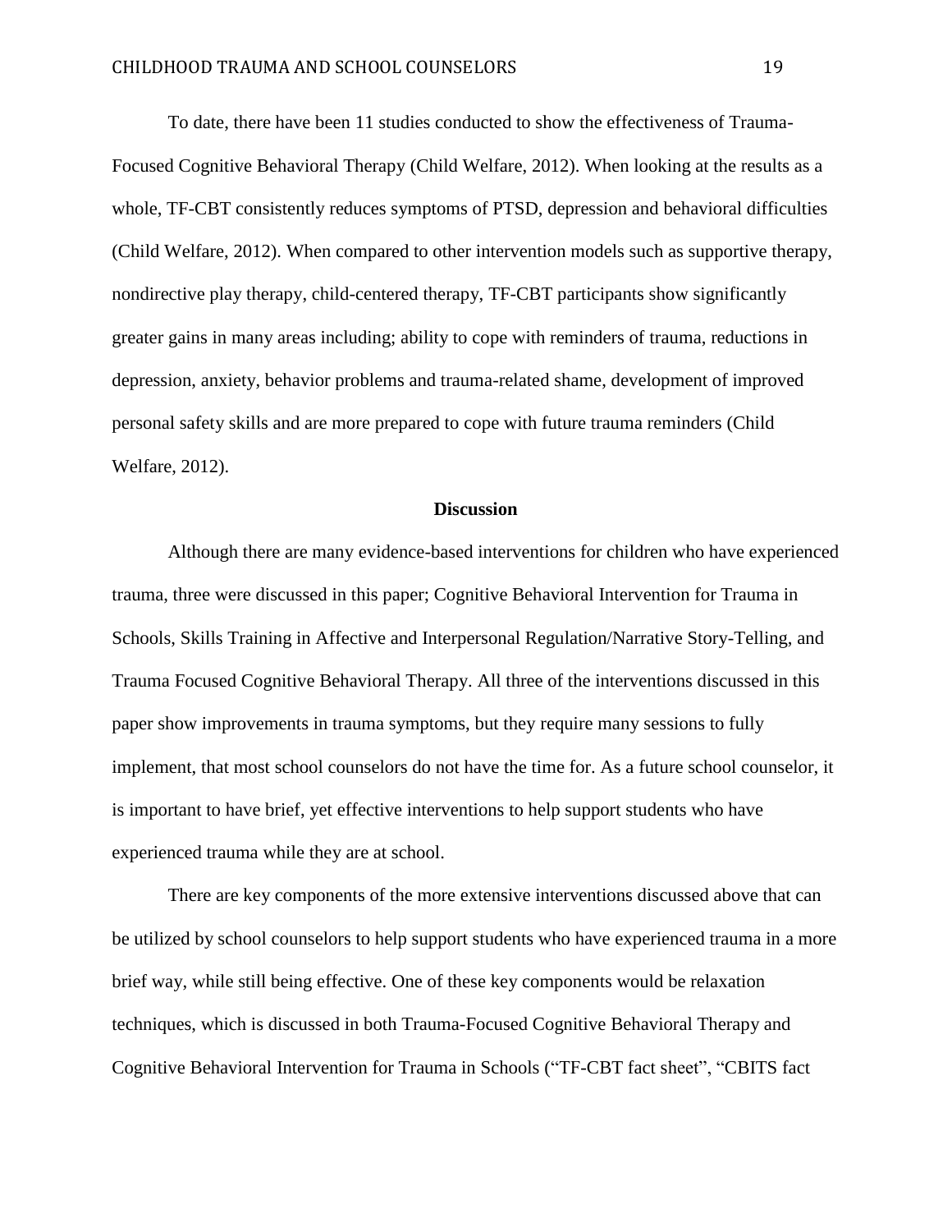To date, there have been 11 studies conducted to show the effectiveness of Trauma-Focused Cognitive Behavioral Therapy (Child Welfare, 2012). When looking at the results as a whole, TF-CBT consistently reduces symptoms of PTSD, depression and behavioral difficulties (Child Welfare, 2012). When compared to other intervention models such as supportive therapy, nondirective play therapy, child-centered therapy, TF-CBT participants show significantly greater gains in many areas including; ability to cope with reminders of trauma, reductions in depression, anxiety, behavior problems and trauma-related shame, development of improved personal safety skills and are more prepared to cope with future trauma reminders (Child Welfare, 2012).

## Discussion

Although there are many evidence-based interventions for children who have experienced trauma, three were discussed in this paper; Cognitive Behavioral Intervention for Trauma in Schools, Skills Training in Affective and Interpersonal Regulation/Narrative Story-Telling, and Trauma Focused Cognitive Behavioral Therapy. All three of the interventions discussed in this paper show improvements in trauma symptoms, but they require many sessions to fully implement, that most school counselors do not have the time for. As a future school counselor, it is important to have brief, yet effective interventions to help support students who have experienced trauma while they are at school.

There are key components of the more extensive interventions discussed above that can be utilized by school counselors to help support students who have experienced trauma in a more brief way, while still being effective. One of these key components would be relaxation techniques, which is discussed in both Trauma-Focused Cognitive Behavioral Therapy and Cognitive Behavioral Intervention for Trauma in Schools ("TF-CBT fact sheet", "CBITS fact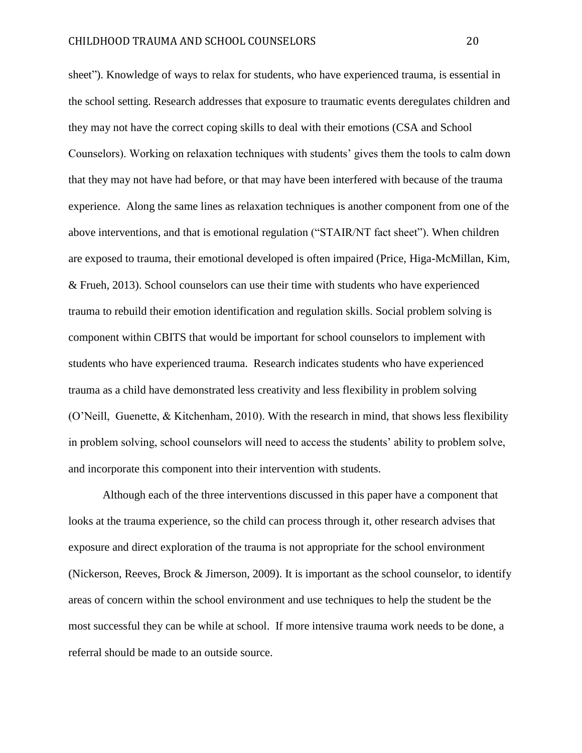sheet"). Knowledge of ways to relax for students, who have experienced trauma, is essential in the school setting. Research addresses that exposure to traumatic events deregulates children and they may not have the correct coping skills to deal with their emotions (CSA and School Counselors). Working on relaxation techniques with students' gives them the tools to calm down that they may not have had before, or that may have been interfered with because of the trauma experience. Along the same lines as relaxation techniques is another component from one of the above interventions, and that is emotional regulation ("STAIR/NT fact sheet"). When children are exposed to trauma, their emotional developed is often impaired (Price, Higa-McMillan, Kim, & Frueh, 2013). School counselors can use their time with students who have experienced trauma to rebuild their emotion identification and regulation skills. Social problem solving is component within CBITS that would be important for school counselors to implement with students who have experienced trauma. Research indicates students who have experienced trauma as a child have demonstrated less creativity and less flexibility in problem solving (O'Neill, Guenette, & Kitchenham, 2010). With the research in mind, that shows less flexibility in problem solving, school counselors will need to access the students' ability to problem solve, and incorporate this component into their intervention with students.

Although each of the three interventions discussed in this paper have a component that looks at the trauma experience, so the child can process through it, other research advises that exposure and direct exploration of the trauma is not appropriate for the school environment (Nickerson, Reeves, Brock & Jimerson, 2009). It is important as the school counselor, to identify areas of concern within the school environment and use techniques to help the student be the most successful they can be while at school. If more intensive trauma work needs to be done, a referral should be made to an outside source.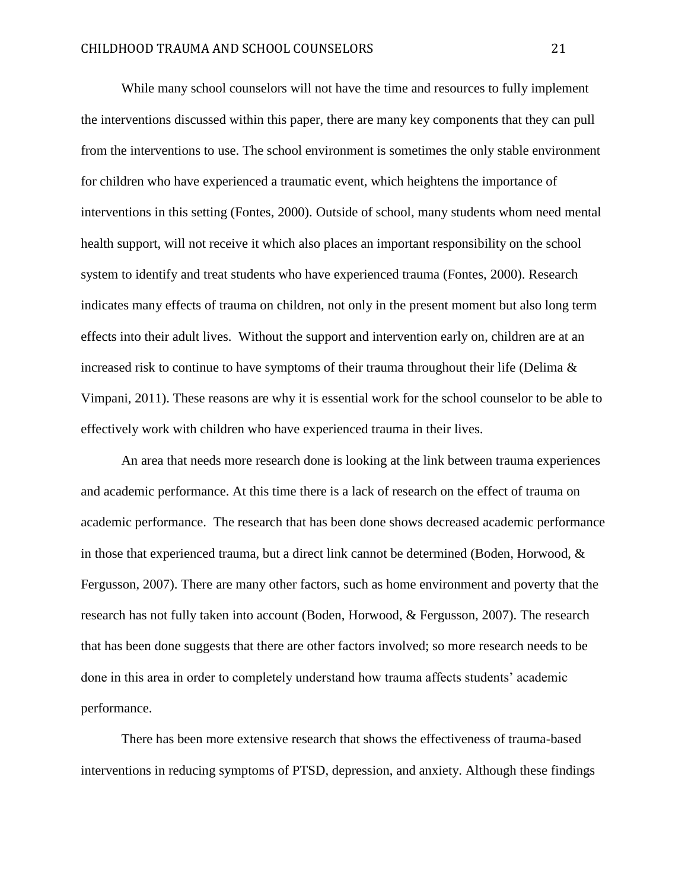While many school counselors will not have the time and resources to fully implement the interventions discussed within this paper, there are many key components that they can pull from the interventions to use. The school environment is sometimes the only stable environment for children who have experienced a traumatic event, which heightens the importance of interventions in this setting (Fontes, 2000). Outside of school, many students whom need mental health support, will not receive it which also places an important responsibility on the school system to identify and treat students who have experienced trauma (Fontes, 2000). Research indicates many effects of trauma on children, not only in the present moment but also long term effects into their adult lives. Without the support and intervention early on, children are at an increased risk to continue to have symptoms of their trauma throughout their life (Delima & Vimpani, 2011). These reasons are why it is essential work for the school counselor to be able to effectively work with children who have experienced trauma in their lives.

An area that needs more research done is looking at the link between trauma experiences and academic performance. At this time there is a lack of research on the effect of trauma on academic performance. The research that has been done shows decreased academic performance in those that experienced trauma, but a direct link cannot be determined (Boden, Horwood, & Fergusson, 2007). There are many other factors, such as home environment and poverty that the research has not fully taken into account (Boden, Horwood, & Fergusson, 2007). The research that has been done suggests that there are other factors involved; so more research needs to be done in this area in order to completely understand how trauma affects students' academic performance.

There has been more extensive research that shows the effectiveness of trauma-based interventions in reducing symptoms of PTSD, depression, and anxiety. Although these findings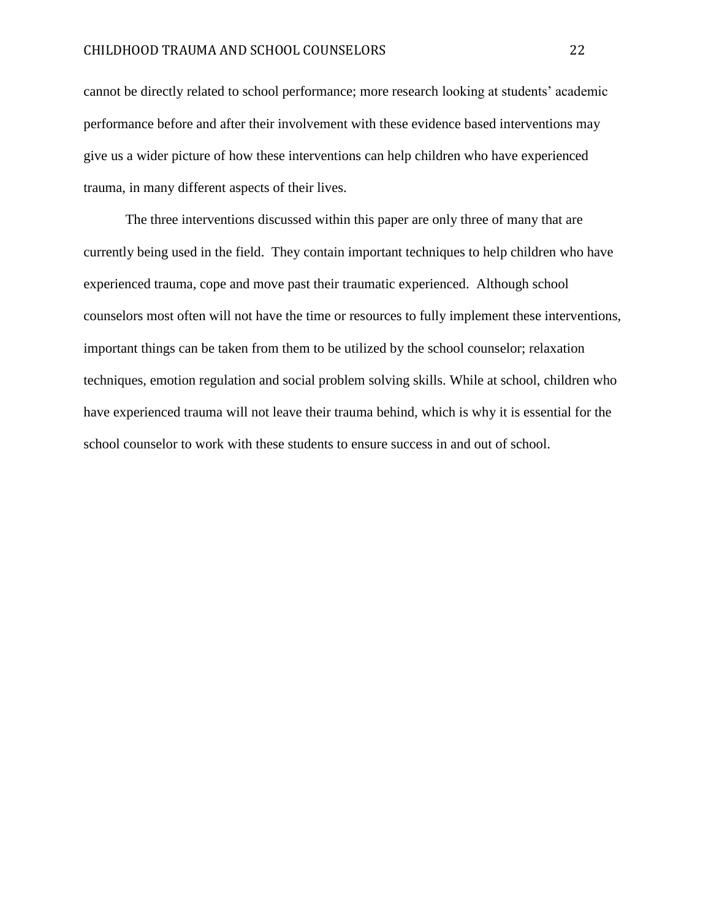cannot be directly related to school performance; more research looking at students' academic performance before and after their involvement with these evidence based interventions may give us a wider picture of how these interventions can help children who have experienced trauma, in many different aspects of their lives.

The three interventions discussed within this paper are only three of many that are currently being used in the field. They contain important techniques to help children who have experienced trauma, cope and move past their traumatic experienced. Although school counselors most often will not have the time or resources to fully implement these interventions, important things can be taken from them to be utilized by the school counselor; relaxation techniques, emotion regulation and social problem solving skills. While at school, children who have experienced trauma will not leave their trauma behind, which is why it is essential for the school counselor to work with these students to ensure success in and out of school.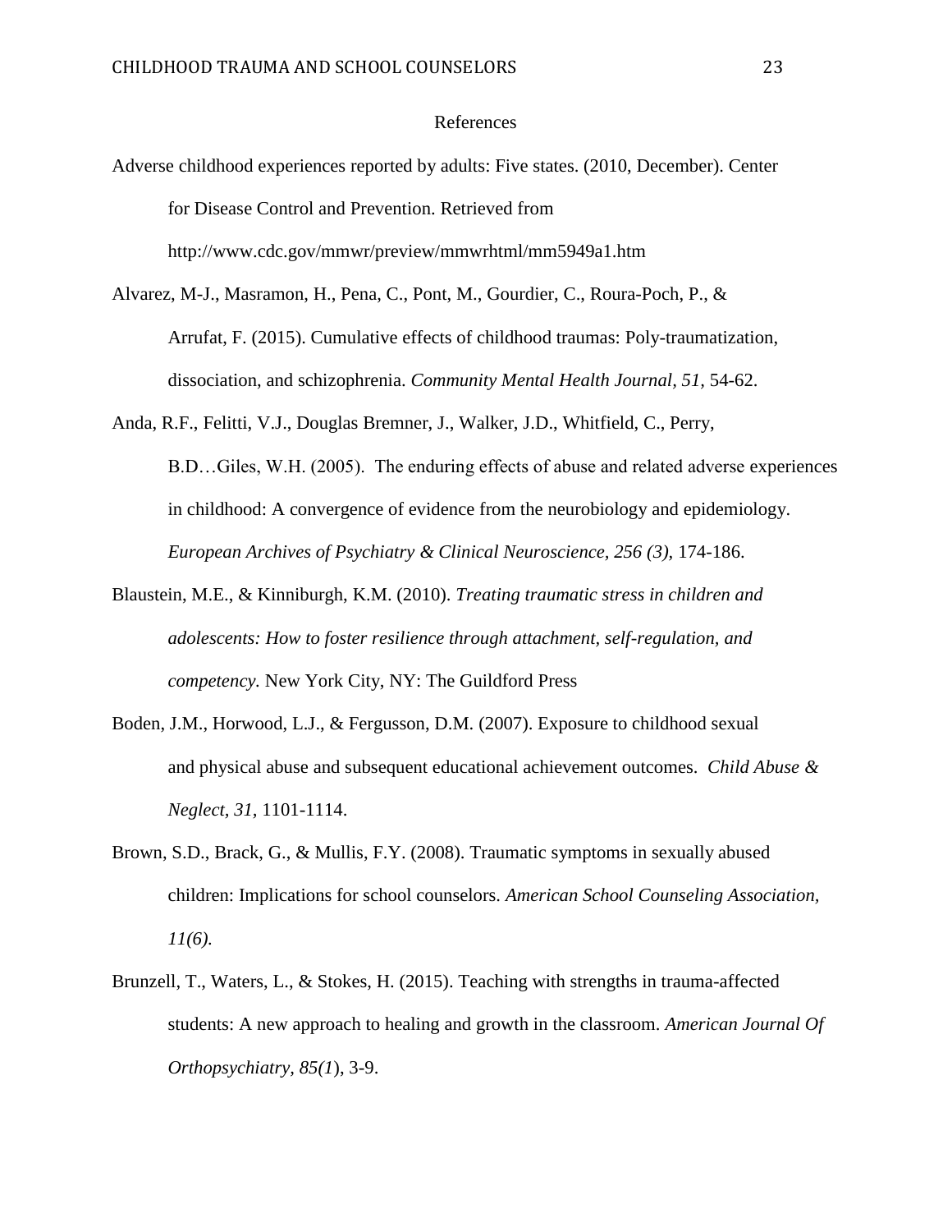# References

Adverse childhood experiences reported by adults: Five states. (2010, December). Center for Disease Control and Prevention. Retrieved from http://www.cdc.gov/mmwr/preview/mmwrhtml/mm5949a1.htm

Alvarez, M-J., Masramon, H., Pena, C., Pont, M., Gourdier, C., Roura-Poch, P., & Arrufat, F. (2015). Cumulative effects of childhood traumas: Poly-traumatization, dissociation, and schizophrenia. *Community Mental Health Journal, 51,* 54-62.

Anda, R.F., Felitti, V.J., Douglas Bremner, J., Walker, J.D., Whitfield, C., Perry, B.D…Giles, W.H. (2005). The enduring effects of abuse and related adverse experiences in childhood: A convergence of evidence from the neurobiology and epidemiology. *European Archives of Psychiatry & Clinical Neuroscience, 256 (3),* 174-186.

Blaustein, M.E., & Kinniburgh, K.M. (2010). *Treating traumatic stress in children and adolescents: How to foster resilience through attachment, self-regulation, and competency.* New York City, NY: The Guildford Press

Boden, J.M., Horwood, L.J., & Fergusson, D.M. (2007). Exposure to childhood sexual and physical abuse and subsequent educational achievement outcomes. *Child Abuse & Neglect, 31,* 1101-1114.

Brown, S.D., Brack, G., & Mullis, F.Y. (2008). Traumatic symptoms in sexually abused children: Implications for school counselors. *American School Counseling Association, 11(6).*

Brunzell, T., Waters, L., & Stokes, H. (2015). Teaching with strengths in trauma-affected students: A new approach to healing and growth in the classroom. *American Journal Of Orthopsychiatry, 85(1*), 3-9.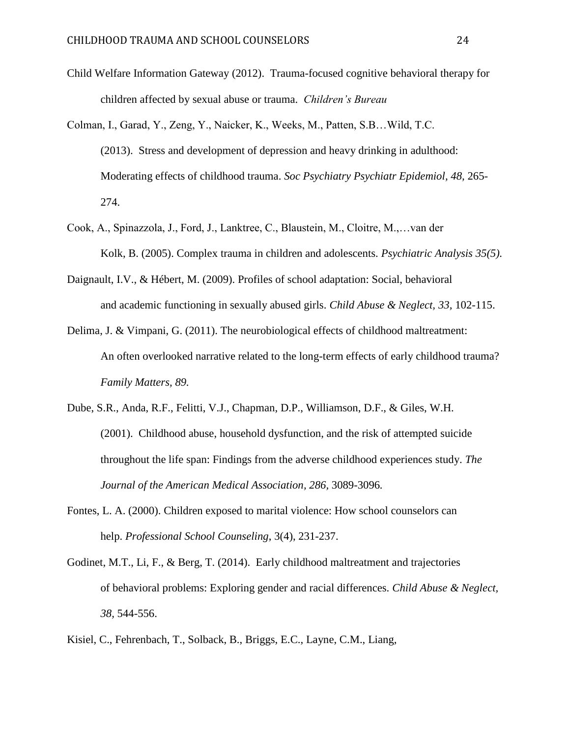Child Welfare Information Gateway (2012). Trauma-focused cognitive behavioral therapy for children affected by sexual abuse or trauma. *Children's Bureau*

Colman, I., Garad, Y., Zeng, Y., Naicker, K., Weeks, M., Patten, S.B…Wild, T.C. (2013). Stress and development of depression and heavy drinking in adulthood: Moderating effects of childhood trauma. *Soc Psychiatry Psychiatr Epidemiol, 48,* 265-274.

Cook, A., Spinazzola, J., Ford, J., Lanktree, C., Blaustein, M., Cloitre, M.,…van der Kolk, B. (2005). Complex trauma in children and adolescents. *Psychiatric Analysis 35(5).*

Daignault, I.V., & Hébert, M. (2009). Profiles of school adaptation: Social, behavioral and academic functioning in sexually abused girls. *Child Abuse & Neglect, 33,* 102-115.

Delima, J. & Vimpani, G. (2011). The neurobiological effects of childhood maltreatment: An often overlooked narrative related to the long-term effects of early childhood trauma? *Family Matters, 89.*

Dube, S.R., Anda, R.F., Felitti, V.J., Chapman, D.P., Williamson, D.F., & Giles, W.H. (2001). Childhood abuse, household dysfunction, and the risk of attempted suicide throughout the life span: Findings from the adverse childhood experiences study. *The Journal of the American Medical Association, 286*, 3089-3096.

Fontes, L. A. (2000). Children exposed to marital violence: How school counselors can help. *Professional School Counseling*, 3(4), 231-237.

Godinet, M.T., Li, F., & Berg, T. (2014). Early childhood maltreatment and trajectories of behavioral problems: Exploring gender and racial differences. *Child Abuse & Neglect, 38,* 544-556.

Kisiel, C., Fehrenbach, T., Solback, B., Briggs, E.C., Layne, C.M., Liang,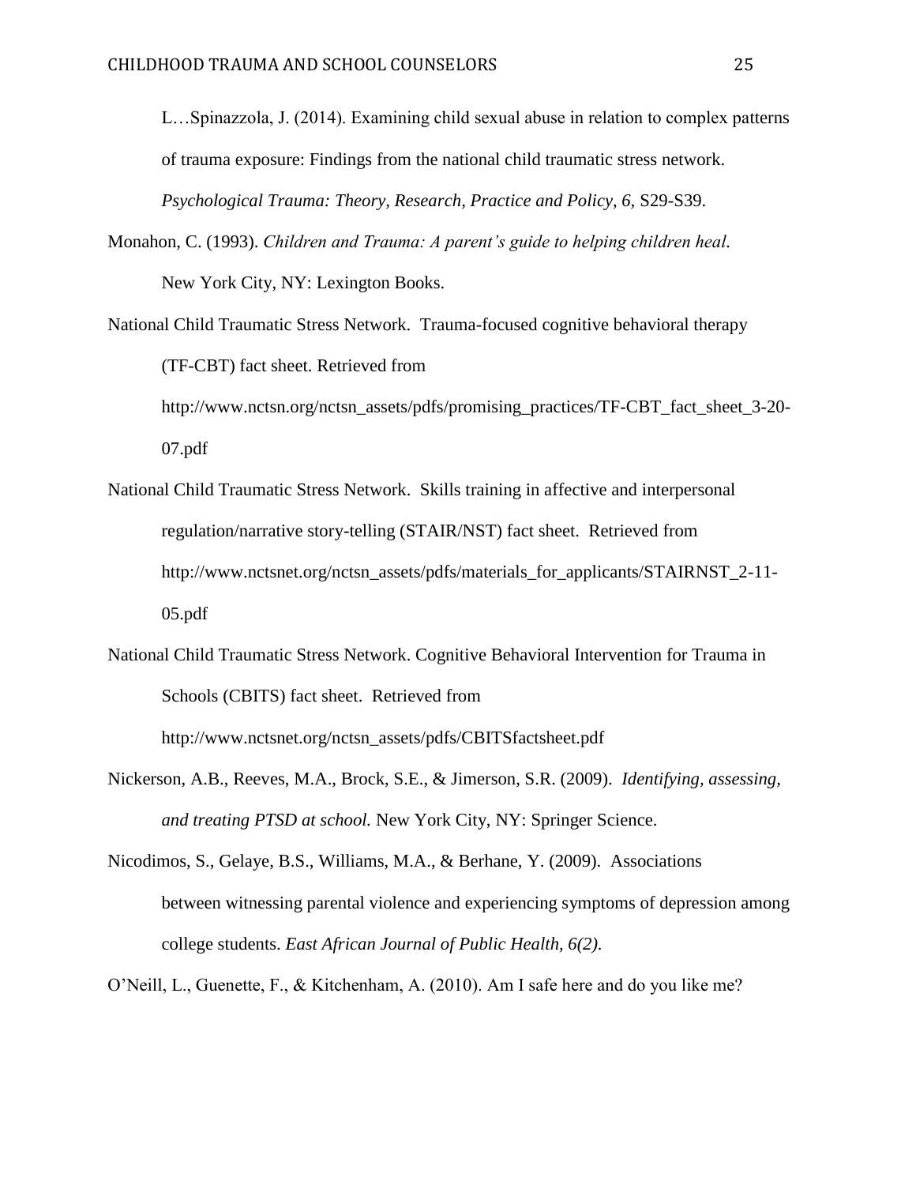L…Spinazzola, J. (2014). Examining child sexual abuse in relation to complex patterns of trauma exposure: Findings from the national child traumatic stress network. *Psychological Trauma: Theory, Research, Practice and Policy, 6,* S29-S39.

Monahon, C. (1993). *Children and Trauma: A parent's guide to helping children heal.* New York City, NY: Lexington Books.

National Child Traumatic Stress Network. Trauma-focused cognitive behavioral therapy (TF-CBT) fact sheet. Retrieved from http://www.nctsn.org/nctsn_assets/pdfs/promising_practices/TF-CBT_fact_sheet_3-20-07.pdf

National Child Traumatic Stress Network. Skills training in affective and interpersonal regulation/narrative story-telling (STAIR/NST) fact sheet. Retrieved from http://www.nctsnet.org/nctsn_assets/pdfs/materials_for_applicants/STAIRNST_2-11-05.pdf

National Child Traumatic Stress Network. Cognitive Behavioral Intervention for Trauma in Schools (CBITS) fact sheet. Retrieved from http://www.nctsnet.org/nctsn_assets/pdfs/CBITSfactsheet.pdf

Nickerson, A.B., Reeves, M.A., Brock, S.E., & Jimerson, S.R. (2009). *Identifying, assessing, and treating PTSD at school.* New York City, NY: Springer Science.

Nicodimos, S., Gelaye, B.S., Williams, M.A., & Berhane, Y. (2009). Associations between witnessing parental violence and experiencing symptoms of depression among college students. *East African Journal of Public Health, 6(2).*

O'Neill, L., Guenette, F., & Kitchenham, A. (2010). Am I safe here and do you like me?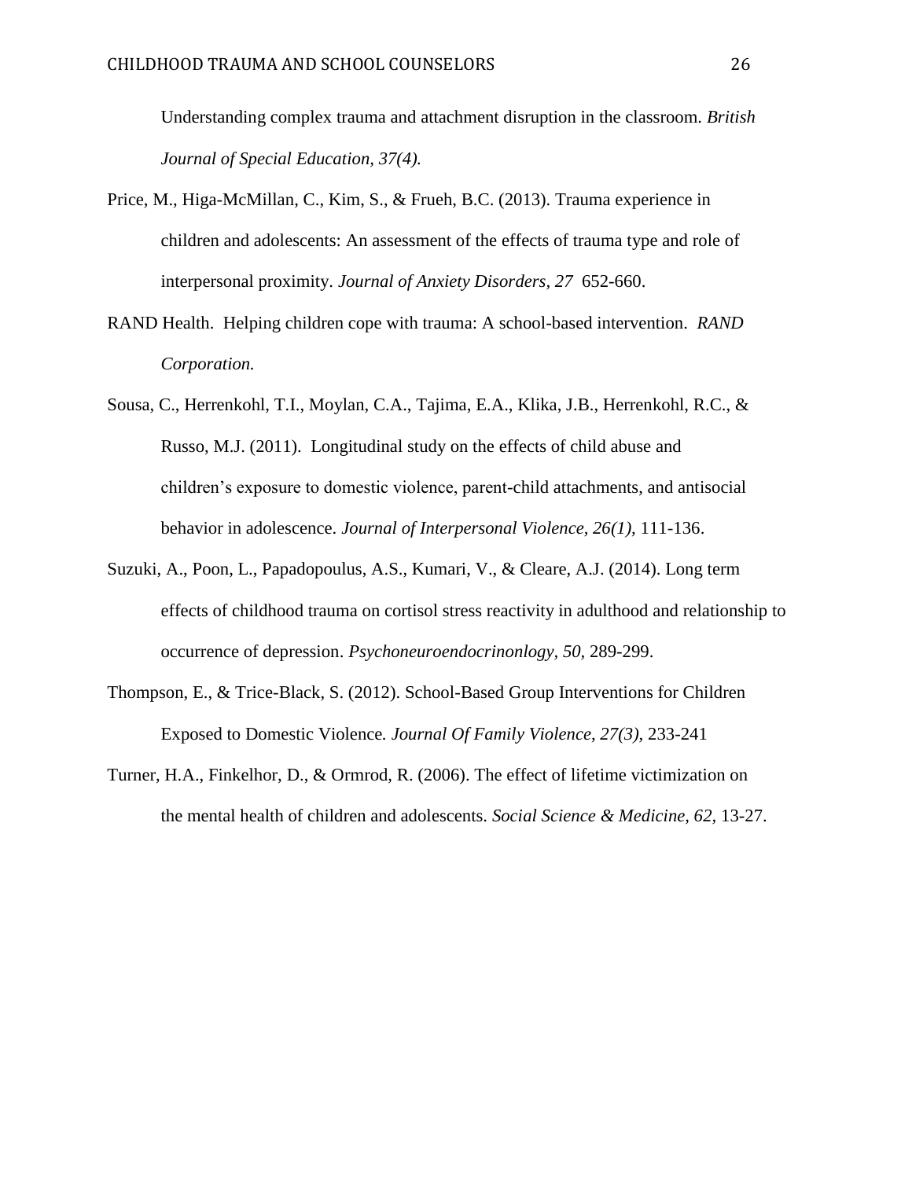Understanding complex trauma and attachment disruption in the classroom. *British Journal of Special Education, 37(4).*

Price, M., Higa-McMillan, C., Kim, S., & Frueh, B.C. (2013). Trauma experience in children and adolescents: An assessment of the effects of trauma type and role of interpersonal proximity. *Journal of Anxiety Disorders, 27* 652-660.

RAND Health. Helping children cope with trauma: A school-based intervention. *RAND Corporation.*

Sousa, C., Herrenkohl, T.I., Moylan, C.A., Tajima, E.A., Klika, J.B., Herrenkohl, R.C., & Russo, M.J. (2011). Longitudinal study on the effects of child abuse and children's exposure to domestic violence, parent-child attachments, and antisocial behavior in adolescence. *Journal of Interpersonal Violence, 26(1),* 111-136.

Suzuki, A., Poon, L., Papadopoulus, A.S., Kumari, V., & Cleare, A.J. (2014). Long term effects of childhood trauma on cortisol stress reactivity in adulthood and relationship to occurrence of depression. *Psychoneuroendocrinonlogy, 50,* 289-299.

Thompson, E., & Trice-Black, S. (2012). School-Based Group Interventions for Children Exposed to Domestic Violence*. Journal Of Family Violence, 27(3),* 233-241

Turner, H.A., Finkelhor, D., & Ormrod, R. (2006). The effect of lifetime victimization on the mental health of children and adolescents. *Social Science & Medicine, 62,* 13-27.